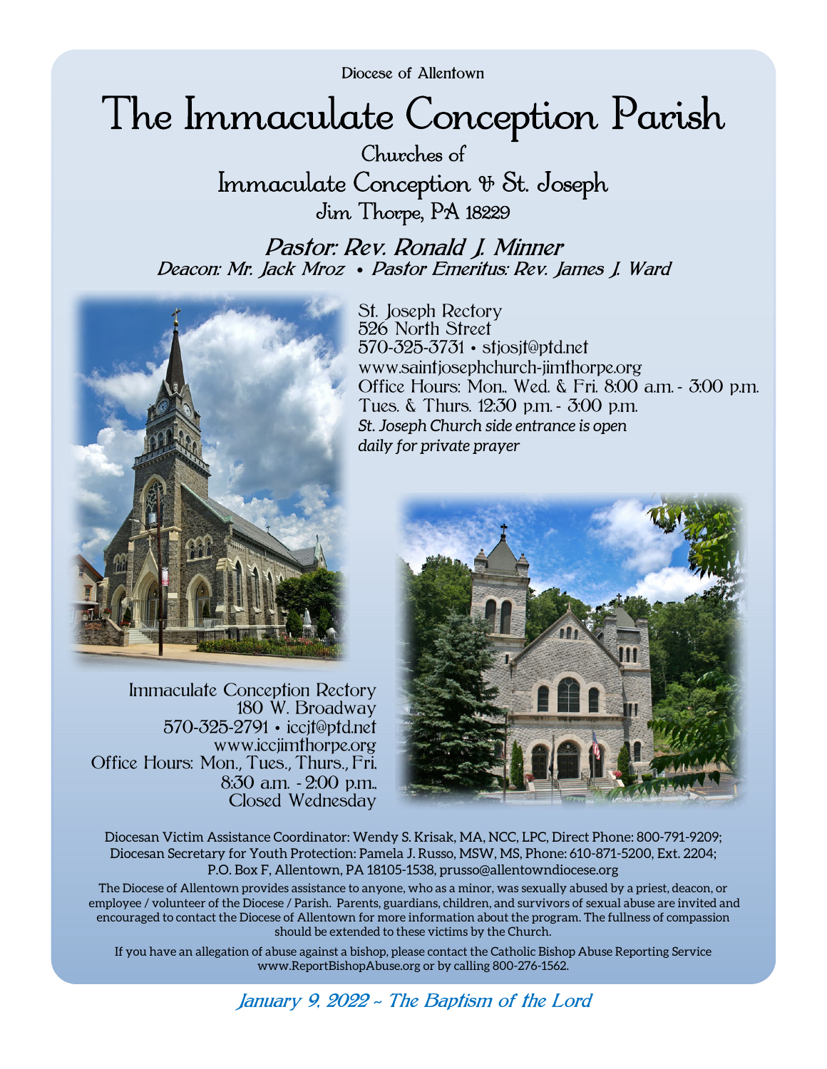Diocese of Allentown

# The Immaculate Conception Parish

## Churches of

## Immaculate Conception & St. Joseph

### Jim Thorpe, PA 18229

***Pastor: Rev. Ronald J. Minner***

***Deacon: Mr. Jack Mroz • Pastor Emeritus: Rev. James J. Ward***

St. Joseph Rectory
526 North Street
570-325-3731 • stjosjt@ptd.net
www.saintjosephchurch-jimthorpe.org
Office Hours: Mon., Wed. & Fri. 8:00 a.m. - 3:00 p.m.
Tues. & Thurs. 12:30 p.m. - 3:00 p.m.
*St. Joseph Church side entrance is open daily for private prayer*

Immaculate Conception Rectory
180 W. Broadway
570-325-2791 • iccjt@ptd.net
www.iccjimthorpe.org
Office Hours: Mon., Tues., Thurs., Fri.
8:30 a.m. - 2:00 p.m.,
Closed Wednesday

Diocesan Victim Assistance Coordinator: Wendy S. Krisak, MA, NCC, LPC, Direct Phone: 800-791-9209;
Diocesan Secretary for Youth Protection: Pamela J. Russo, MSW, MS, Phone: 610-871-5200, Ext. 2204;
P.O. Box F, Allentown, PA 18105-1538, prusso@allentowndiocese.org

The Diocese of Allentown provides assistance to anyone, who as a minor, was sexually abused by a priest, deacon, or employee / volunteer of the Diocese / Parish. Parents, guardians, children, and survivors of sexual abuse are invited and encouraged to contact the Diocese of Allentown for more information about the program. The fullness of compassion should be extended to these victims by the Church.

If you have an allegation of abuse against a bishop, please contact the Catholic Bishop Abuse Reporting Service www.ReportBishopAbuse.org or by calling 800-276-1562.

*January 9, 2022 ~ The Baptism of the Lord*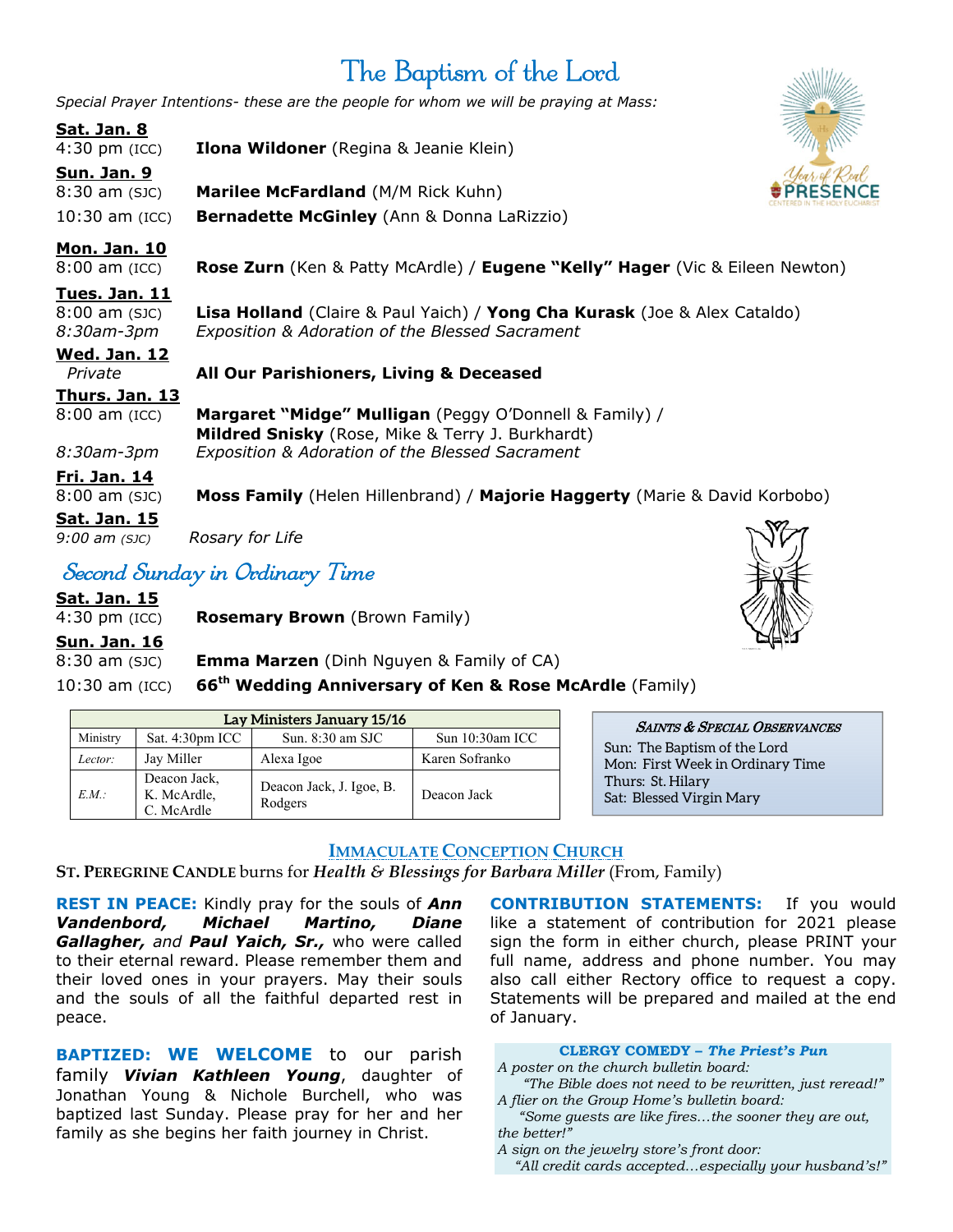# The Baptism of the Lord

*Special Prayer Intentions- these are the people for whom we will be praying at Mass:*

**Sat. Jan. 8**
4:30 pm (ICC) **Ilona Wildoner** (Regina & Jeanie Klein)

**Sun. Jan. 9**
8:30 am (SJC) **Marilee McFardland** (M/M Rick Kuhn)
10:30 am (ICC) **Bernadette McGinley** (Ann & Donna LaRizzio)

**Mon. Jan. 10**
8:00 am (ICC) **Rose Zurn** (Ken & Patty McArdle) / **Eugene "Kelly" Hager** (Vic & Eileen Newton)

**Tues. Jan. 11**
8:00 am (SJC) **Lisa Holland** (Claire & Paul Yaich) / **Yong Cha Kurask** (Joe & Alex Cataldo)
*8:30am-3pm* *Exposition & Adoration of the Blessed Sacrament*

**Wed. Jan. 12**
*Private* **All Our Parishioners, Living & Deceased**

**Thurs. Jan. 13**
8:00 am (ICC) **Margaret "Midge" Mulligan** (Peggy O'Donnell & Family) / **Mildred Snisky** (Rose, Mike & Terry J. Burkhardt)
*8:30am-3pm* *Exposition & Adoration of the Blessed Sacrament*

**Fri. Jan. 14**
8:00 am (SJC) **Moss Family** (Helen Hillenbrand) / **Majorie Haggerty** (Marie & David Korbobo)

**Sat. Jan. 15**
*9:00 am (SJC)* *Rosary for Life*

## Second Sunday in Ordinary Time

**Sat. Jan. 15**
4:30 pm (ICC) **Rosemary Brown** (Brown Family)

**Sun. Jan. 16**
8:30 am (SJC) **Emma Marzen** (Dinh Nguyen & Family of CA)
10:30 am (ICC) **66th Wedding Anniversary of Ken & Rose McArdle** (Family)

| Lay Ministers January 15/16 | | | |
|---|---|---|---|
| Ministry | Sat. 4:30pm ICC | Sun. 8:30 am SJC | Sun 10:30am ICC |
| *Lector:* | Jay Miller | Alexa Igoe | Karen Sofranko |
| *E.M.:* | Deacon Jack, K. McArdle, C. McArdle | Deacon Jack, J. Igoe, B. Rodgers | Deacon Jack |

***Saints & Special Observances***
Sun: The Baptism of the Lord
Mon: First Week in Ordinary Time
Thurs: St. Hilary
Sat: Blessed Virgin Mary

## IMMACULATE CONCEPTION CHURCH

**ST. PEREGRINE CANDLE** burns for ***Health & Blessings for Barbara Miller*** (From, Family)

**REST IN PEACE:** Kindly pray for the souls of ***Ann Vandenbord, Michael Martino, Diane Gallagher,*** and ***Paul Yaich, Sr.,*** who were called to their eternal reward. Please remember them and their loved ones in your prayers. May their souls and the souls of all the faithful departed rest in peace.

**BAPTIZED: WE WELCOME** to our parish family ***Vivian Kathleen Young***, daughter of Jonathan Young & Nichole Burchell, who was baptized last Sunday. Please pray for her and her family as she begins her faith journey in Christ.

**CONTRIBUTION STATEMENTS:** If you would like a statement of contribution for 2021 please sign the form in either church, please PRINT your full name, address and phone number. You may also call either Rectory office to request a copy. Statements will be prepared and mailed at the end of January.

**CLERGY COMEDY – *The Priest's Pun***

*A poster on the church bulletin board:*
*"The Bible does not need to be rewritten, just reread!"*
*A flier on the Group Home's bulletin board:*
*"Some guests are like fires…the sooner they are out, the better!"*
*A sign on the jewelry store's front door:*
*"All credit cards accepted…especially your husband's!"*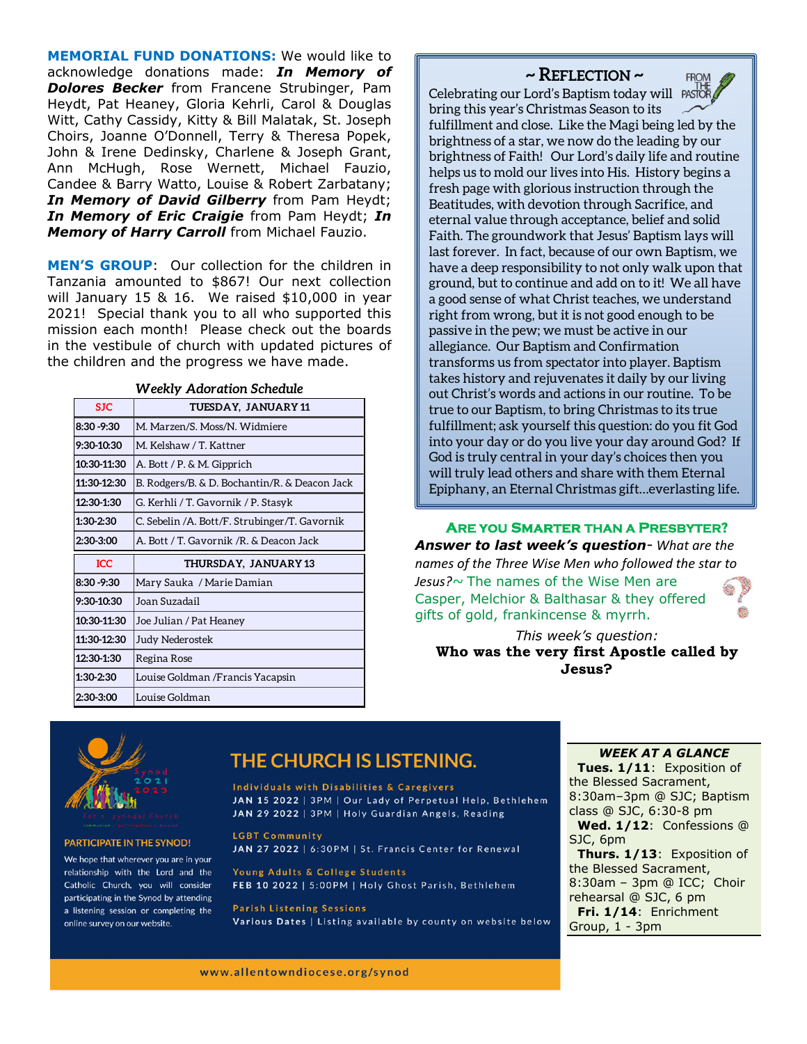**MEMORIAL FUND DONATIONS:** We would like to acknowledge donations made: ***In Memory of Dolores Becker*** from Francene Strubinger, Pam Heydt, Pat Heaney, Gloria Kehrli, Carol & Douglas Witt, Cathy Cassidy, Kitty & Bill Malatak, St. Joseph Choirs, Joanne O'Donnell, Terry & Theresa Popek, John & Irene Dedinsky, Charlene & Joseph Grant, Ann McHugh, Rose Wernett, Michael Fauzio, Candee & Barry Watto, Louise & Robert Zarbatany; ***In Memory of David Gilberry*** from Pam Heydt; ***In Memory of Eric Craigie*** from Pam Heydt; ***In Memory of Harry Carroll*** from Michael Fauzio.

**MEN'S GROUP**: Our collection for the children in Tanzania amounted to $867! Our next collection will January 15 & 16. We raised $10,000 in year 2021! Special thank you to all who supported this mission each month! Please check out the boards in the vestibule of church with updated pictures of the children and the progress we have made.

*Weekly Adoration Schedule*

| SJC | TUESDAY, JANUARY 11 |
|---|---|
| 8:30 -9:30 | M. Marzen/S. Moss/N. Widmiere |
| 9:30-10:30 | M. Kelshaw / T. Kattner |
| 10:30-11:30 | A. Bott / P. & M. Gipprich |
| 11:30-12:30 | B. Rodgers/B. & D. Bochantin/R. & Deacon Jack |
| 12:30-1:30 | G. Kerhli / T. Gavornik / P. Stasyk |
| 1:30-2:30 | C. Sebelin /A. Bott/F. Strubinger/T. Gavornik |
| 2:30-3:00 | A. Bott / T. Gavornik /R. & Deacon Jack |
| **ICC** | **THURSDAY, JANUARY 13** |
| 8:30 -9:30 | Mary Sauka / Marie Damian |
| 9:30-10:30 | Joan Suzadail |
| 10:30-11:30 | Joe Julian / Pat Heaney |
| 11:30-12:30 | Judy Nederostek |
| 12:30-1:30 | Regina Rose |
| 1:30-2:30 | Louise Goldman /Francis Yacapsin |
| 2:30-3:00 | Louise Goldman |

## ~ Reflection ~

FROM THE PASTOR

Celebrating our Lord's Baptism today will bring this year's Christmas Season to its fulfillment and close. Like the Magi being led by the brightness of a star, we now do the leading by our brightness of Faith! Our Lord's daily life and routine helps us to mold our lives into His. History begins a fresh page with glorious instruction through the Beatitudes, with devotion through Sacrifice, and eternal value through acceptance, belief and solid Faith. The groundwork that Jesus' Baptism lays will last forever. In fact, because of our own Baptism, we have a deep responsibility to not only walk upon that ground, but to continue and add on to it! We all have a good sense of what Christ teaches, we understand right from wrong, but it is not good enough to be passive in the pew; we must be active in our allegiance. Our Baptism and Confirmation transforms us from spectator into player. Baptism takes history and rejuvenates it daily by our living out Christ's words and actions in our routine. To be true to our Baptism, to bring Christmas to its true fulfillment; ask yourself this question: do you fit God into your day or do you live your day around God? If God is truly central in your day's choices then you will truly lead others and share with them Eternal Epiphany, an Eternal Christmas gift…everlasting life.

## Are you Smarter than a Presbyter?

***Answer to last week's question****- What are the names of the Three Wise Men who followed the star to Jesus?*~ The names of the Wise Men are Casper, Melchior & Balthasar & they offered gifts of gold, frankincense & myrrh.

*This week's question:*

**Who was the very first Apostle called by Jesus?**

Synod 2021 2023 — For a synodal Church: communion | participation | mission

**PARTICIPATE IN THE SYNOD!**

We hope that wherever you are in your relationship with the Lord and the Catholic Church, you will consider participating in the Synod by attending a listening session or completing the online survey on our website.

## THE CHURCH IS LISTENING.

**Individuals with Disabilities & Caregivers**
JAN 15 2022 | 3PM | Our Lady of Perpetual Help, Bethlehem
JAN 29 2022 | 3PM | Holy Guardian Angels, Reading

**LGBT Community**
JAN 27 2022 | 6:30PM | St. Francis Center for Renewal

**Young Adults & College Students**
FEB 10 2022 | 5:00PM | Holy Ghost Parish, Bethlehem

**Parish Listening Sessions**
Various Dates | Listing available by county on website below

www.allentowndiocese.org/synod

***WEEK AT A GLANCE***

**Tues. 1/11**: Exposition of the Blessed Sacrament, 8:30am–3pm @ SJC; Baptism class @ SJC, 6:30-8 pm

**Wed. 1/12**: Confessions @ SJC, 6pm

**Thurs. 1/13**: Exposition of the Blessed Sacrament, 8:30am – 3pm @ ICC; Choir rehearsal @ SJC, 6 pm

**Fri. 1/14**: Enrichment Group, 1 - 3pm